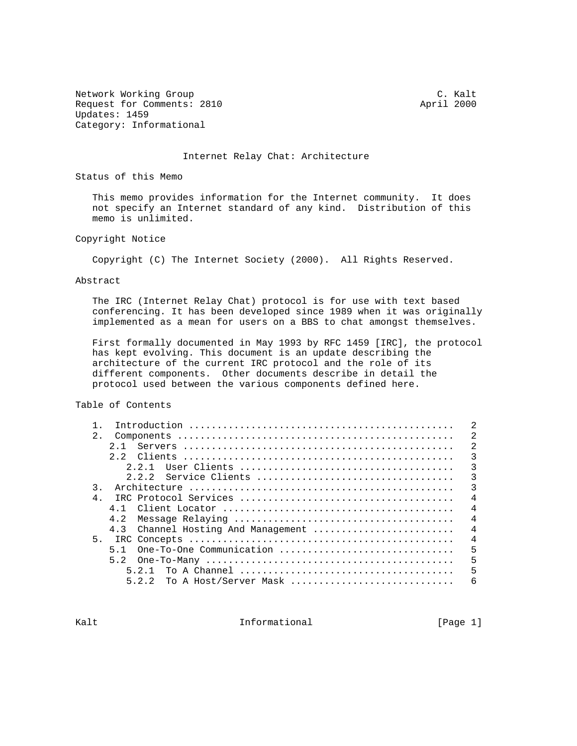Network Working Group C. Kalt
Request for Comments: 2810 April 2000
Updates: 1459
Category: Informational

# Internet Relay Chat: Architecture

## Status of this Memo

This memo provides information for the Internet community. It does not specify an Internet standard of any kind. Distribution of this memo is unlimited.

## Copyright Notice

Copyright (C) The Internet Society (2000). All Rights Reserved.

## Abstract

The IRC (Internet Relay Chat) protocol is for use with text based conferencing. It has been developed since 1989 when it was originally implemented as a mean for users on a BBS to chat amongst themselves.

First formally documented in May 1993 by RFC 1459 [IRC], the protocol has kept evolving. This document is an update describing the architecture of the current IRC protocol and the role of its different components. Other documents describe in detail the protocol used between the various components defined here.

## Table of Contents

```
   1.  Introduction ...............................................   2
   2.  Components .................................................   2
      2.1  Servers ................................................   2
      2.2  Clients ................................................   3
         2.2.1  User Clients ......................................   3
         2.2.2  Service Clients ...................................   3
   3.  Architecture ...............................................   3
   4.  IRC Protocol Services ......................................   4
      4.1  Client Locator .........................................   4
      4.2  Message Relaying .......................................   4
      4.3  Channel Hosting And Management .........................   4
   5.  IRC Concepts ...............................................   4
      5.1  One-To-One Communication ...............................   5
      5.2  One-To-Many ............................................   5
         5.2.1  To A Channel ......................................   5
         5.2.2  To A Host/Server Mask .............................   6
```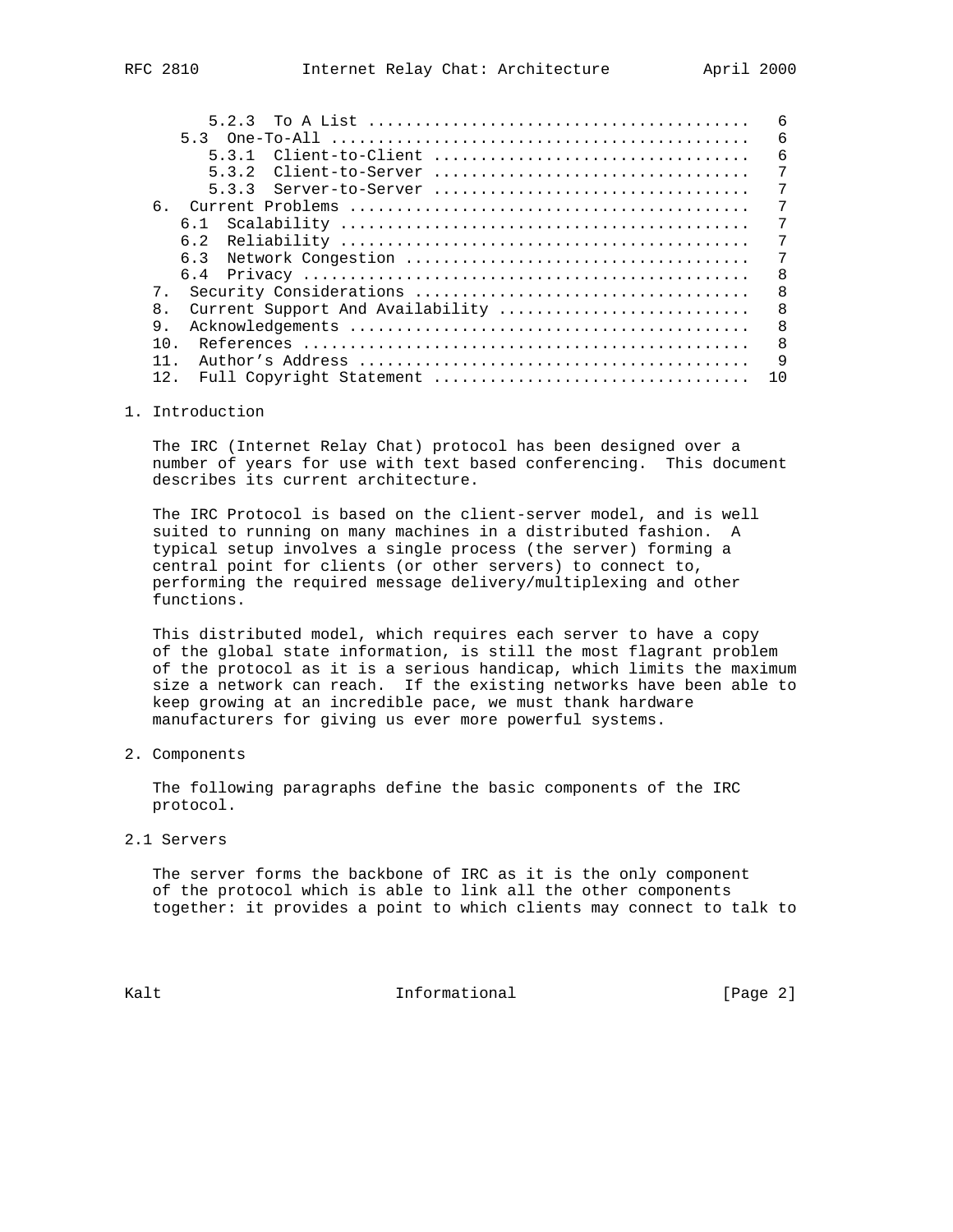```
      5.2.3  To A List ........................................   6
   5.3  One-To-All ...........................................   6
      5.3.1  Client-to-Client .................................   6
      5.3.2  Client-to-Server .................................   7
      5.3.3  Server-to-Server .................................   7
6.  Current Problems ..........................................   7
   6.1  Scalability ..........................................   7
   6.2  Reliability ..........................................   7
   6.3  Network Congestion ...................................   7
   6.4  Privacy ..............................................   8
7.  Security Considerations ...................................   8
8.  Current Support And Availability ..........................   8
9.  Acknowledgements ..........................................   8
10.  References ...............................................   8
11.  Author's Address .........................................   9
12.  Full Copyright Statement .................................  10
```

## 1. Introduction

The IRC (Internet Relay Chat) protocol has been designed over a number of years for use with text based conferencing. This document describes its current architecture.

The IRC Protocol is based on the client-server model, and is well suited to running on many machines in a distributed fashion. A typical setup involves a single process (the server) forming a central point for clients (or other servers) to connect to, performing the required message delivery/multiplexing and other functions.

This distributed model, which requires each server to have a copy of the global state information, is still the most flagrant problem of the protocol as it is a serious handicap, which limits the maximum size a network can reach. If the existing networks have been able to keep growing at an incredible pace, we must thank hardware manufacturers for giving us ever more powerful systems.

## 2. Components

The following paragraphs define the basic components of the IRC protocol.

### 2.1 Servers

The server forms the backbone of IRC as it is the only component of the protocol which is able to link all the other components together: it provides a point to which clients may connect to talk to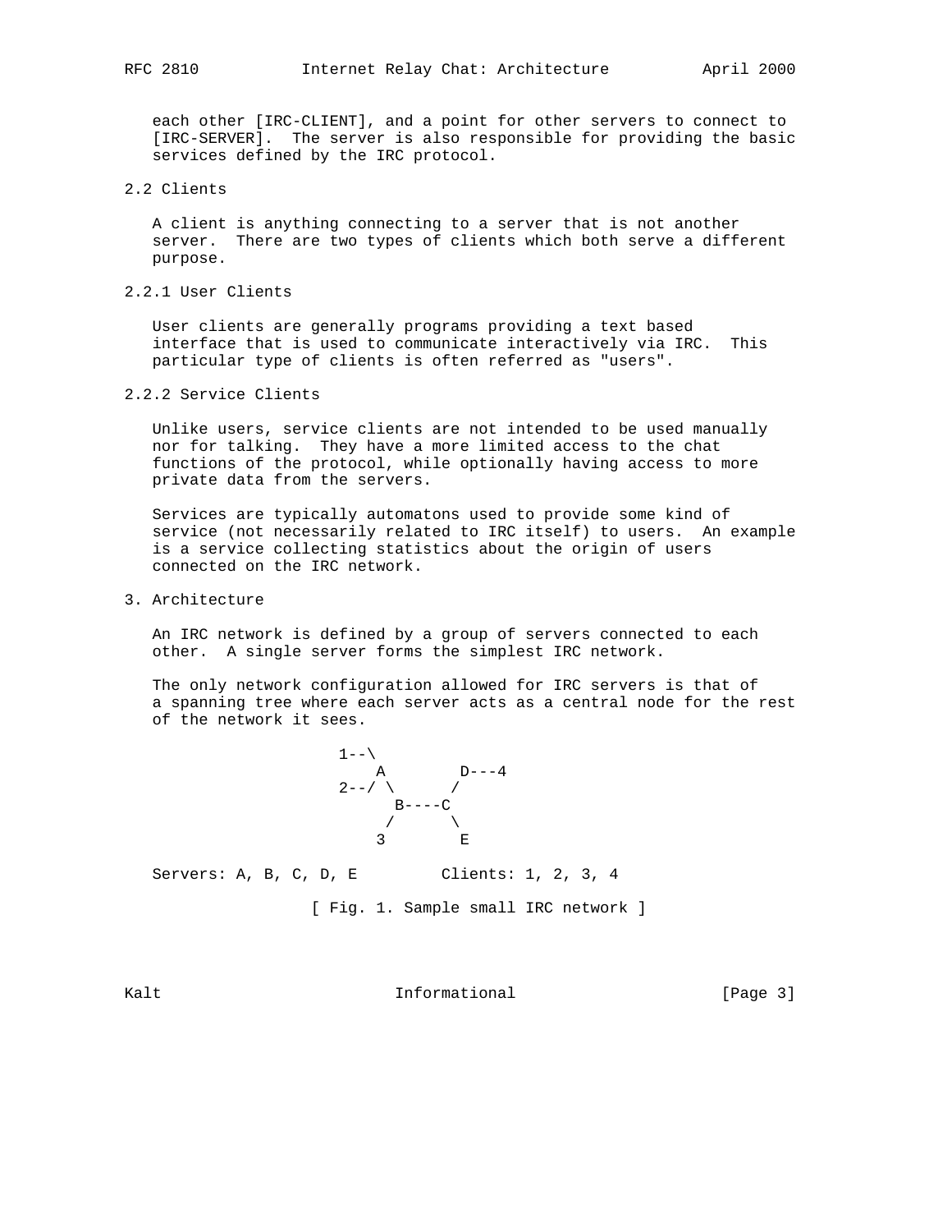each other [IRC-CLIENT], and a point for other servers to connect to [IRC-SERVER]. The server is also responsible for providing the basic services defined by the IRC protocol.

### 2.2 Clients

A client is anything connecting to a server that is not another server. There are two types of clients which both serve a different purpose.

#### 2.2.1 User Clients

User clients are generally programs providing a text based interface that is used to communicate interactively via IRC. This particular type of clients is often referred as "users".

#### 2.2.2 Service Clients

Unlike users, service clients are not intended to be used manually nor for talking. They have a more limited access to the chat functions of the protocol, while optionally having access to more private data from the servers.

Services are typically automatons used to provide some kind of service (not necessarily related to IRC itself) to users. An example is a service collecting statistics about the origin of users connected on the IRC network.

## 3. Architecture

An IRC network is defined by a group of servers connected to each other. A single server forms the simplest IRC network.

The only network configuration allowed for IRC servers is that of a spanning tree where each server acts as a central node for the rest of the network it sees.

```
                       1--\
                           A        D---4
                       2--/ \      /
                             B----C
                            /      \
                           3        E

   Servers: A, B, C, D, E         Clients: 1, 2, 3, 4
```

[ Fig. 1. Sample small IRC network ]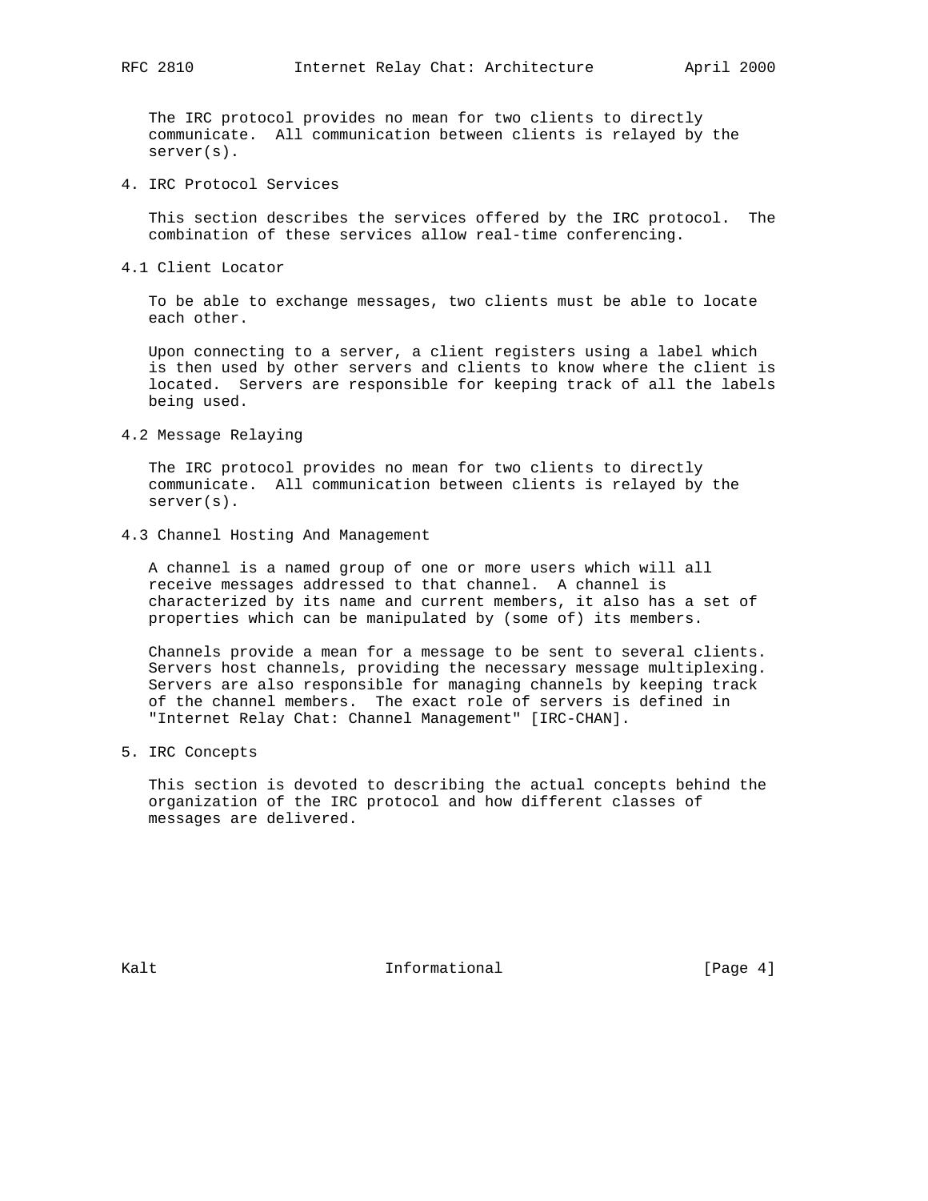The IRC protocol provides no mean for two clients to directly communicate. All communication between clients is relayed by the server(s).

## 4. IRC Protocol Services

This section describes the services offered by the IRC protocol. The combination of these services allow real-time conferencing.

### 4.1 Client Locator

To be able to exchange messages, two clients must be able to locate each other.

Upon connecting to a server, a client registers using a label which is then used by other servers and clients to know where the client is located. Servers are responsible for keeping track of all the labels being used.

### 4.2 Message Relaying

The IRC protocol provides no mean for two clients to directly communicate. All communication between clients is relayed by the server(s).

### 4.3 Channel Hosting And Management

A channel is a named group of one or more users which will all receive messages addressed to that channel. A channel is characterized by its name and current members, it also has a set of properties which can be manipulated by (some of) its members.

Channels provide a mean for a message to be sent to several clients. Servers host channels, providing the necessary message multiplexing. Servers are also responsible for managing channels by keeping track of the channel members. The exact role of servers is defined in "Internet Relay Chat: Channel Management" [IRC-CHAN].

## 5. IRC Concepts

This section is devoted to describing the actual concepts behind the organization of the IRC protocol and how different classes of messages are delivered.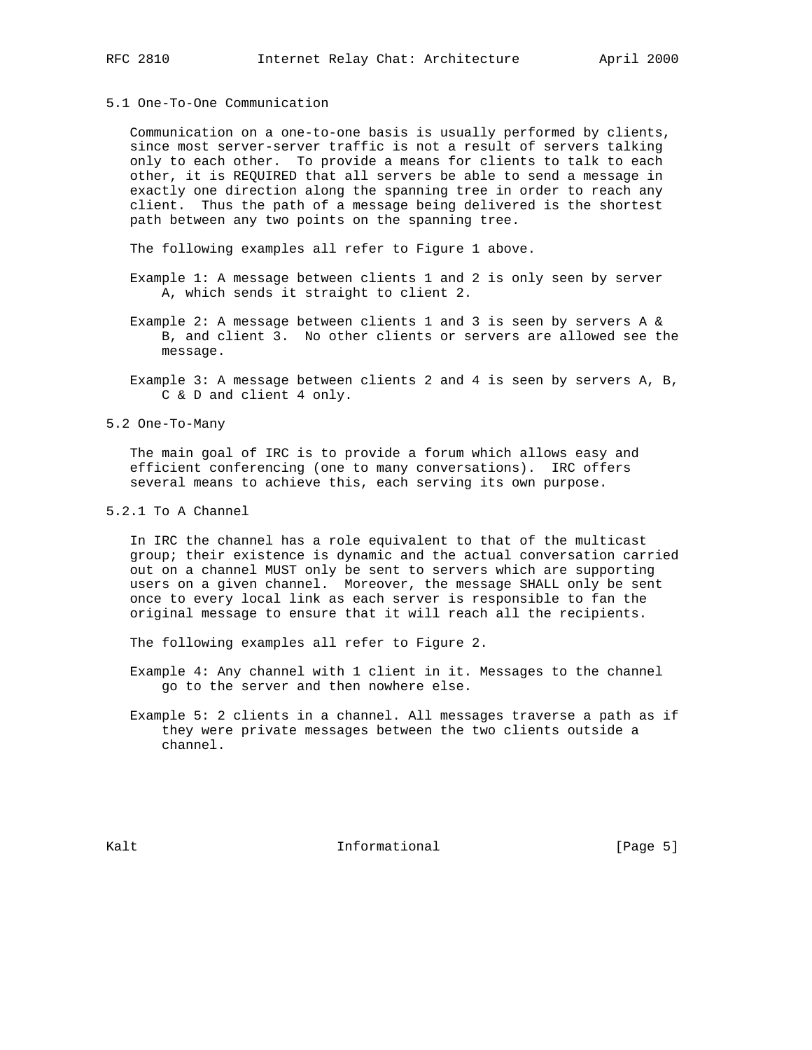### 5.1 One-To-One Communication

Communication on a one-to-one basis is usually performed by clients, since most server-server traffic is not a result of servers talking only to each other. To provide a means for clients to talk to each other, it is REQUIRED that all servers be able to send a message in exactly one direction along the spanning tree in order to reach any client. Thus the path of a message being delivered is the shortest path between any two points on the spanning tree.

The following examples all refer to Figure 1 above.

Example 1: A message between clients 1 and 2 is only seen by server A, which sends it straight to client 2.

Example 2: A message between clients 1 and 3 is seen by servers A & B, and client 3. No other clients or servers are allowed see the message.

Example 3: A message between clients 2 and 4 is seen by servers A, B, C & D and client 4 only.

### 5.2 One-To-Many

The main goal of IRC is to provide a forum which allows easy and efficient conferencing (one to many conversations). IRC offers several means to achieve this, each serving its own purpose.

#### 5.2.1 To A Channel

In IRC the channel has a role equivalent to that of the multicast group; their existence is dynamic and the actual conversation carried out on a channel MUST only be sent to servers which are supporting users on a given channel. Moreover, the message SHALL only be sent once to every local link as each server is responsible to fan the original message to ensure that it will reach all the recipients.

The following examples all refer to Figure 2.

Example 4: Any channel with 1 client in it. Messages to the channel go to the server and then nowhere else.

Example 5: 2 clients in a channel. All messages traverse a path as if they were private messages between the two clients outside a channel.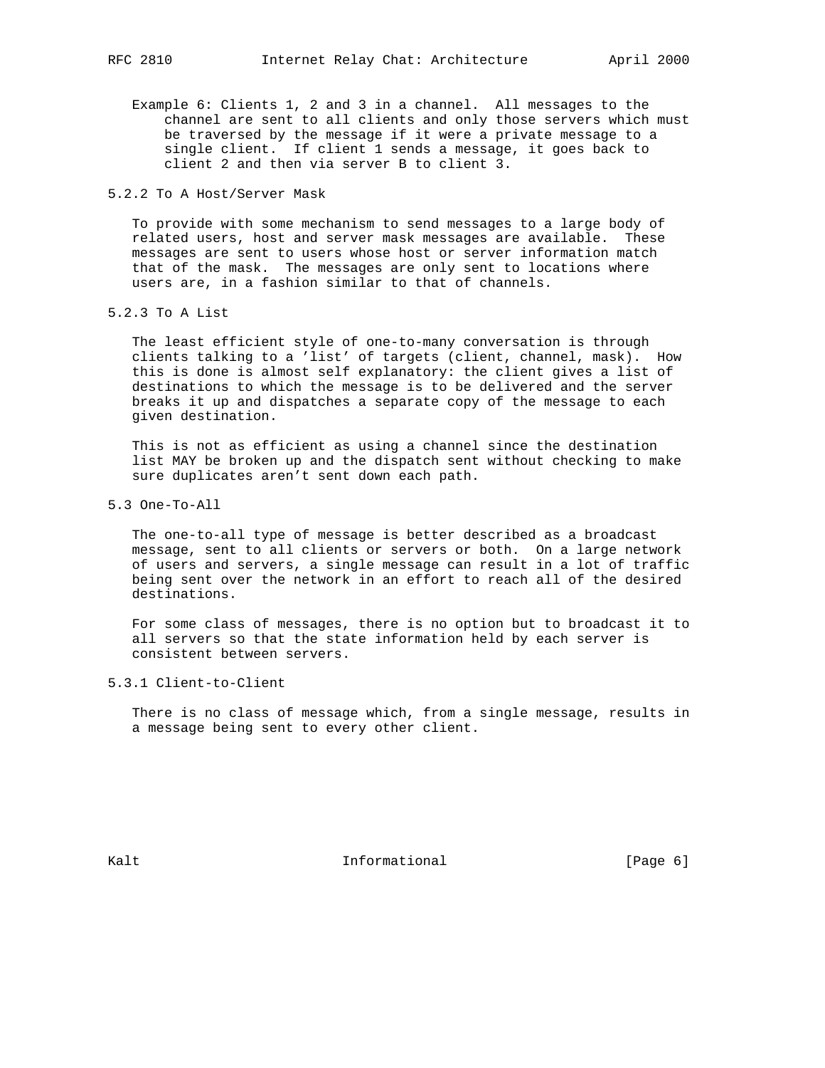Example 6: Clients 1, 2 and 3 in a channel. All messages to the channel are sent to all clients and only those servers which must be traversed by the message if it were a private message to a single client. If client 1 sends a message, it goes back to client 2 and then via server B to client 3.

### 5.2.2 To A Host/Server Mask

To provide with some mechanism to send messages to a large body of related users, host and server mask messages are available. These messages are sent to users whose host or server information match that of the mask. The messages are only sent to locations where users are, in a fashion similar to that of channels.

### 5.2.3 To A List

The least efficient style of one-to-many conversation is through clients talking to a 'list' of targets (client, channel, mask). How this is done is almost self explanatory: the client gives a list of destinations to which the message is to be delivered and the server breaks it up and dispatches a separate copy of the message to each given destination.

This is not as efficient as using a channel since the destination list MAY be broken up and the dispatch sent without checking to make sure duplicates aren't sent down each path.

## 5.3 One-To-All

The one-to-all type of message is better described as a broadcast message, sent to all clients or servers or both. On a large network of users and servers, a single message can result in a lot of traffic being sent over the network in an effort to reach all of the desired destinations.

For some class of messages, there is no option but to broadcast it to all servers so that the state information held by each server is consistent between servers.

### 5.3.1 Client-to-Client

There is no class of message which, from a single message, results in a message being sent to every other client.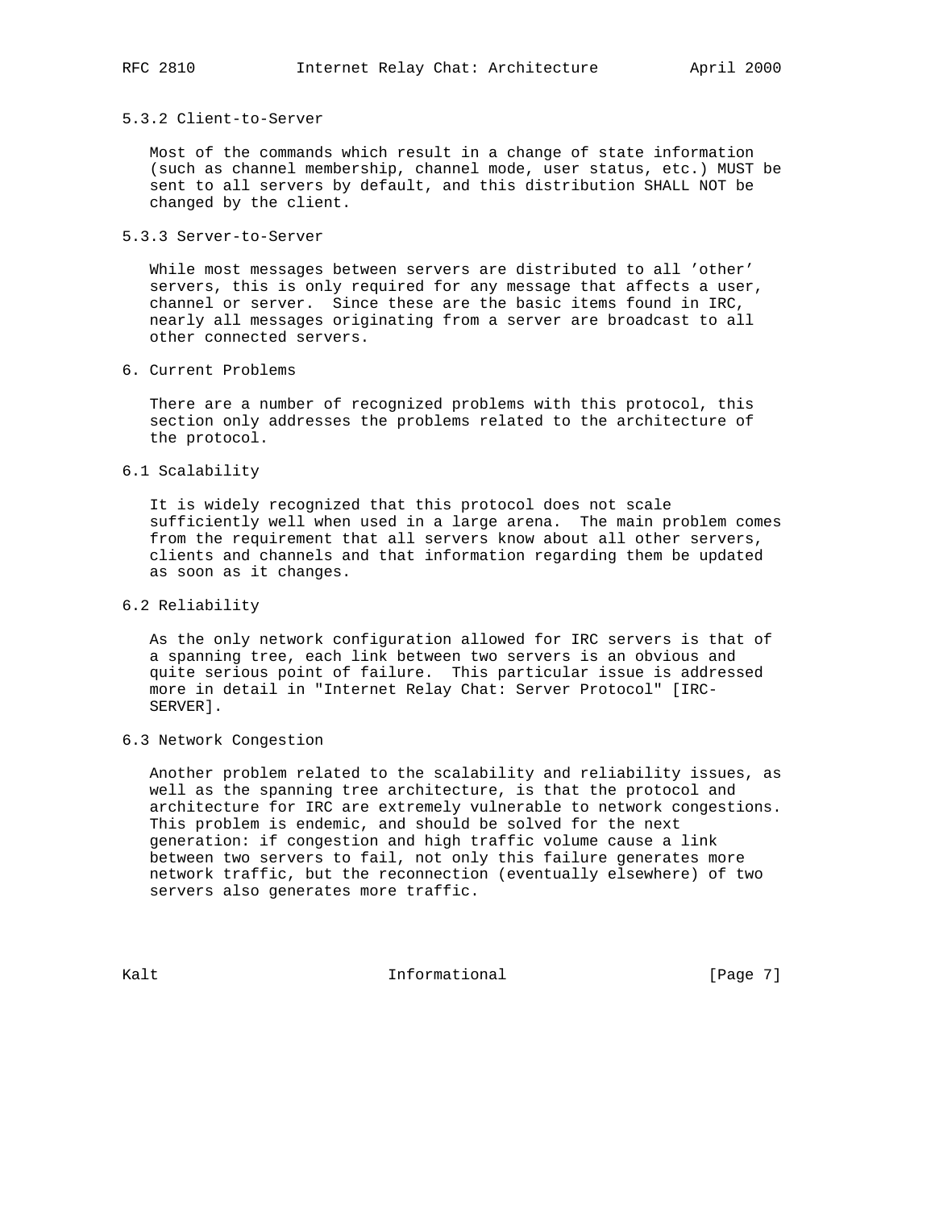### 5.3.2 Client-to-Server

Most of the commands which result in a change of state information (such as channel membership, channel mode, user status, etc.) MUST be sent to all servers by default, and this distribution SHALL NOT be changed by the client.

### 5.3.3 Server-to-Server

While most messages between servers are distributed to all 'other' servers, this is only required for any message that affects a user, channel or server. Since these are the basic items found in IRC, nearly all messages originating from a server are broadcast to all other connected servers.

## 6. Current Problems

There are a number of recognized problems with this protocol, this section only addresses the problems related to the architecture of the protocol.

### 6.1 Scalability

It is widely recognized that this protocol does not scale sufficiently well when used in a large arena. The main problem comes from the requirement that all servers know about all other servers, clients and channels and that information regarding them be updated as soon as it changes.

### 6.2 Reliability

As the only network configuration allowed for IRC servers is that of a spanning tree, each link between two servers is an obvious and quite serious point of failure. This particular issue is addressed more in detail in "Internet Relay Chat: Server Protocol" [IRC-SERVER].

### 6.3 Network Congestion

Another problem related to the scalability and reliability issues, as well as the spanning tree architecture, is that the protocol and architecture for IRC are extremely vulnerable to network congestions. This problem is endemic, and should be solved for the next generation: if congestion and high traffic volume cause a link between two servers to fail, not only this failure generates more network traffic, but the reconnection (eventually elsewhere) of two servers also generates more traffic.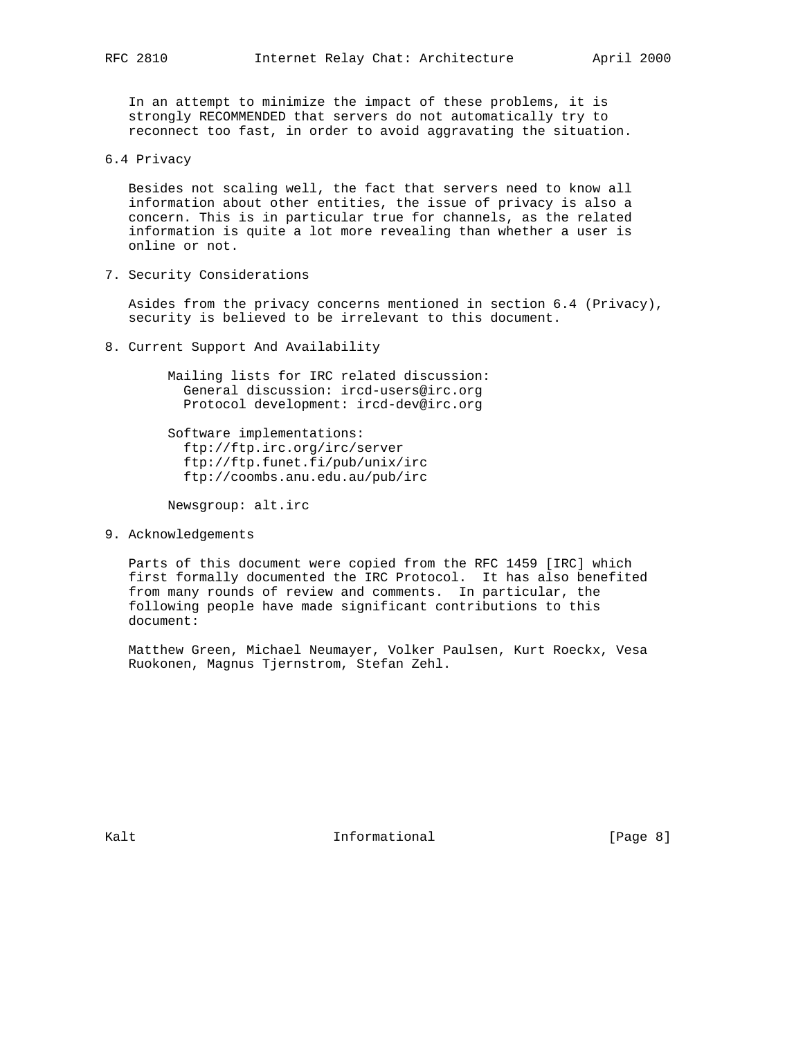In an attempt to minimize the impact of these problems, it is strongly RECOMMENDED that servers do not automatically try to reconnect too fast, in order to avoid aggravating the situation.

## 6.4 Privacy

Besides not scaling well, the fact that servers need to know all information about other entities, the issue of privacy is also a concern. This is in particular true for channels, as the related information is quite a lot more revealing than whether a user is online or not.

# 7. Security Considerations

Asides from the privacy concerns mentioned in section 6.4 (Privacy), security is believed to be irrelevant to this document.

# 8. Current Support And Availability

Mailing lists for IRC related discussion:
- General discussion: ircd-users@irc.org
- Protocol development: ircd-dev@irc.org

Software implementations:
- ftp://ftp.irc.org/irc/server
- ftp://ftp.funet.fi/pub/unix/irc
- ftp://coombs.anu.edu.au/pub/irc

Newsgroup: alt.irc

# 9. Acknowledgements

Parts of this document were copied from the RFC 1459 [IRC] which first formally documented the IRC Protocol. It has also benefited from many rounds of review and comments. In particular, the following people have made significant contributions to this document:

Matthew Green, Michael Neumayer, Volker Paulsen, Kurt Roeckx, Vesa Ruokonen, Magnus Tjernstrom, Stefan Zehl.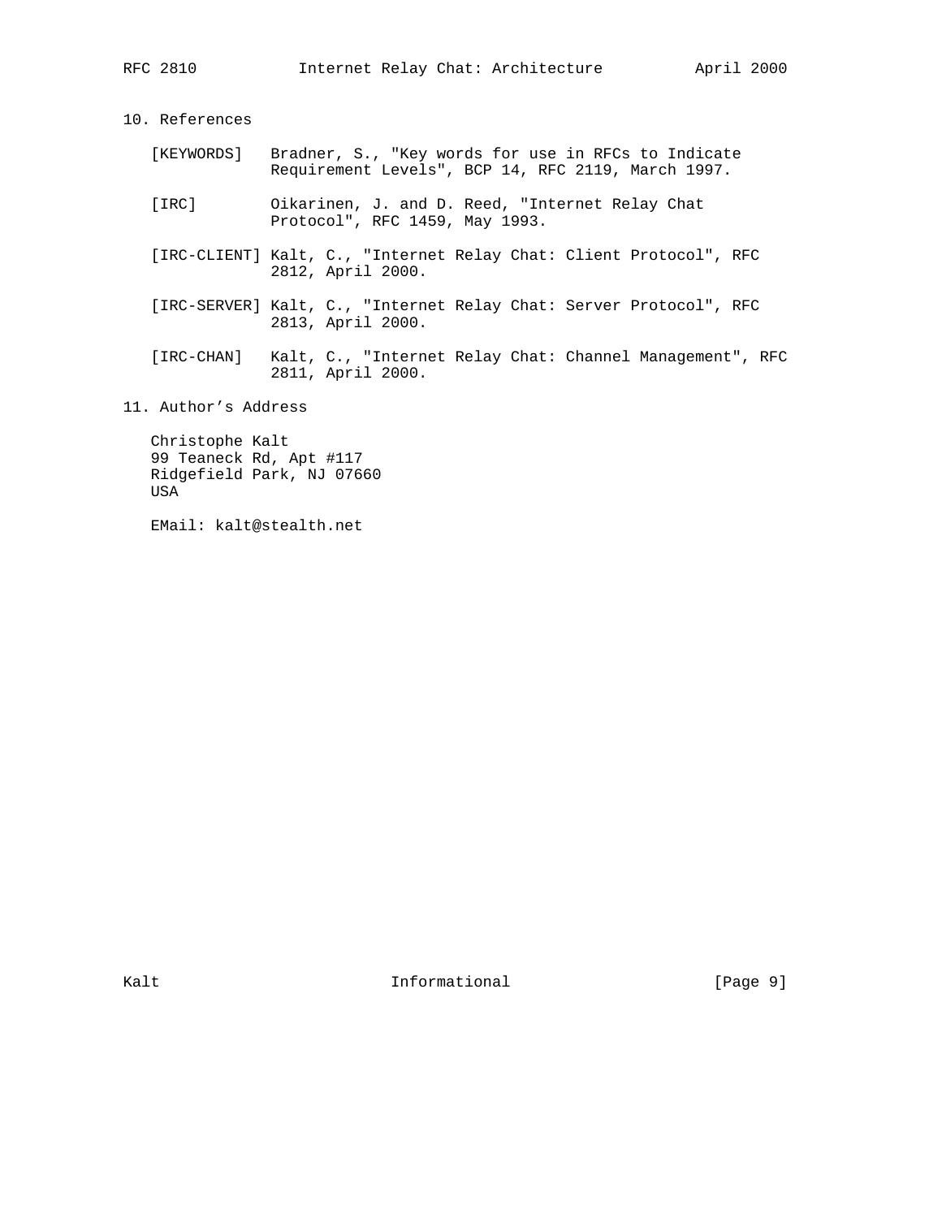## 10. References

[KEYWORDS] Bradner, S., "Key words for use in RFCs to Indicate Requirement Levels", BCP 14, RFC 2119, March 1997.

[IRC] Oikarinen, J. and D. Reed, "Internet Relay Chat Protocol", RFC 1459, May 1993.

[IRC-CLIENT] Kalt, C., "Internet Relay Chat: Client Protocol", RFC 2812, April 2000.

[IRC-SERVER] Kalt, C., "Internet Relay Chat: Server Protocol", RFC 2813, April 2000.

[IRC-CHAN] Kalt, C., "Internet Relay Chat: Channel Management", RFC 2811, April 2000.

## 11. Author's Address

Christophe Kalt
99 Teaneck Rd, Apt #117
Ridgefield Park, NJ 07660
USA

EMail: kalt@stealth.net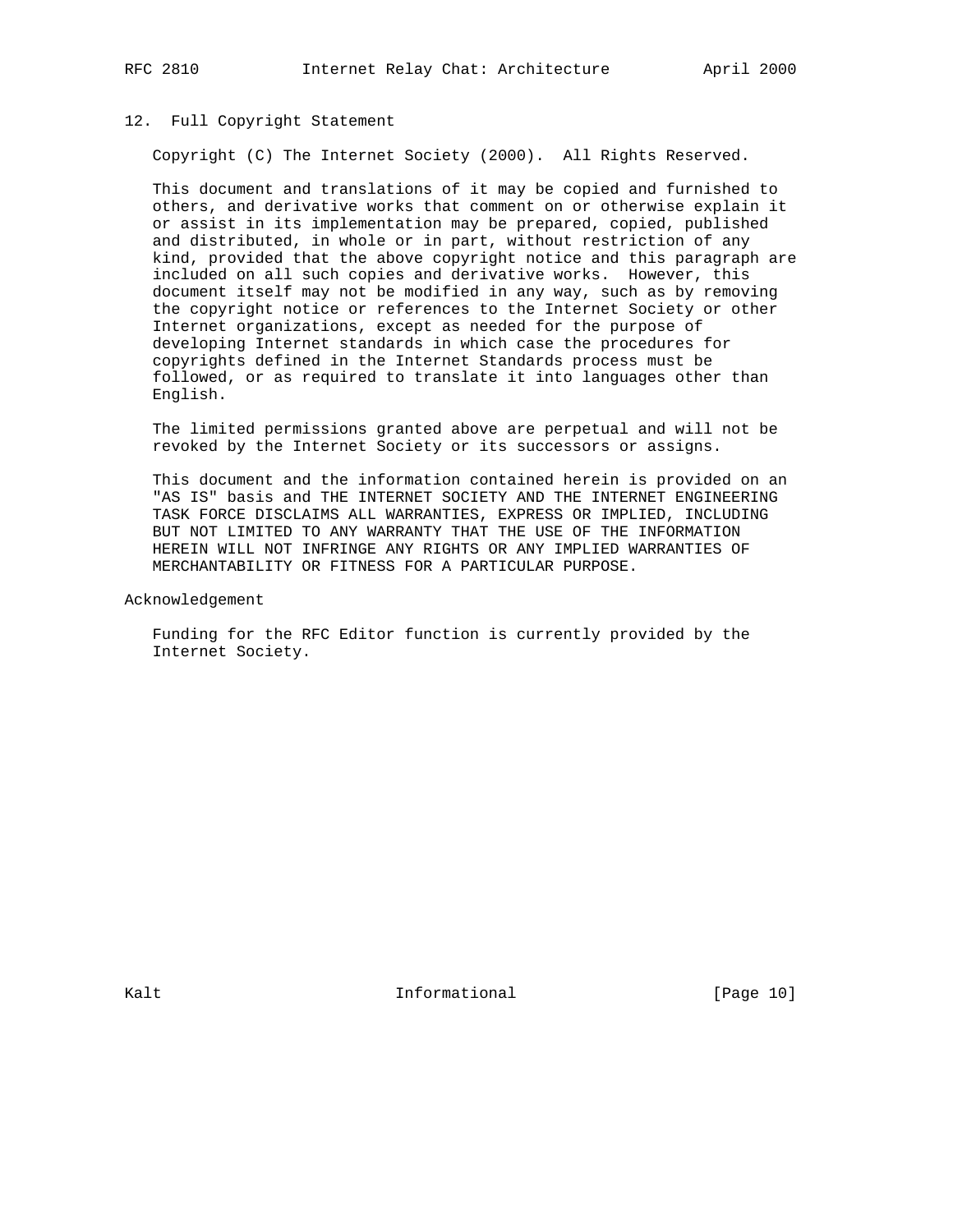## 12. Full Copyright Statement

Copyright (C) The Internet Society (2000). All Rights Reserved.

This document and translations of it may be copied and furnished to others, and derivative works that comment on or otherwise explain it or assist in its implementation may be prepared, copied, published and distributed, in whole or in part, without restriction of any kind, provided that the above copyright notice and this paragraph are included on all such copies and derivative works. However, this document itself may not be modified in any way, such as by removing the copyright notice or references to the Internet Society or other Internet organizations, except as needed for the purpose of developing Internet standards in which case the procedures for copyrights defined in the Internet Standards process must be followed, or as required to translate it into languages other than English.

The limited permissions granted above are perpetual and will not be revoked by the Internet Society or its successors or assigns.

This document and the information contained herein is provided on an "AS IS" basis and THE INTERNET SOCIETY AND THE INTERNET ENGINEERING TASK FORCE DISCLAIMS ALL WARRANTIES, EXPRESS OR IMPLIED, INCLUDING BUT NOT LIMITED TO ANY WARRANTY THAT THE USE OF THE INFORMATION HEREIN WILL NOT INFRINGE ANY RIGHTS OR ANY IMPLIED WARRANTIES OF MERCHANTABILITY OR FITNESS FOR A PARTICULAR PURPOSE.

## Acknowledgement

Funding for the RFC Editor function is currently provided by the Internet Society.